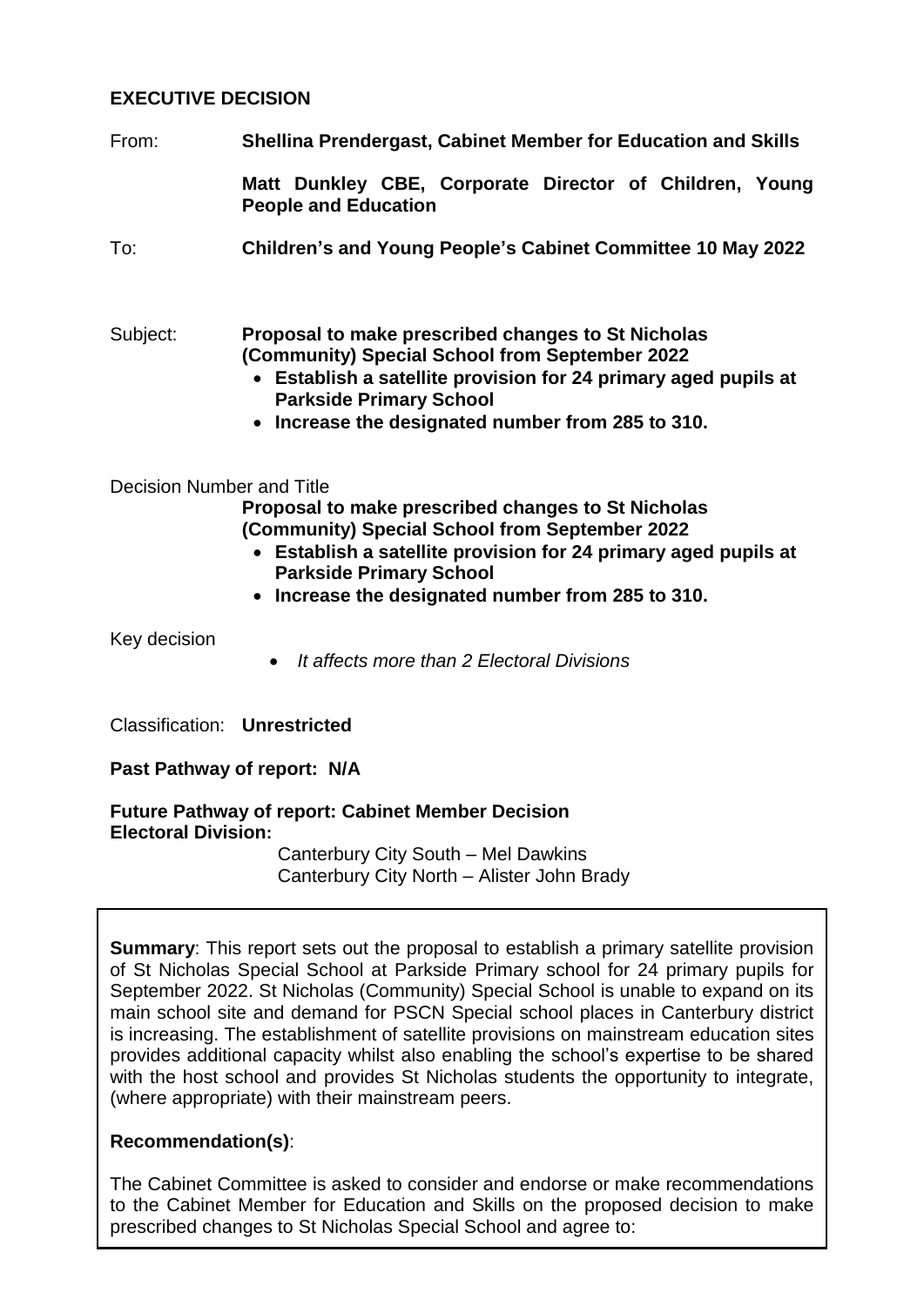**EXECUTIVE DECISION**

From: **Shellina Prendergast, Cabinet Member for Education and Skills**

**Matt Dunkley CBE, Corporate Director of Children, Young People and Education**

To: **Children's and Young People's Cabinet Committee 10 May 2022**

Subject: **Proposal to make prescribed changes to St Nicholas (Community) Special School from September 2022**

- **Establish a satellite provision for 24 primary aged pupils at Parkside Primary School**
- **Increase the designated number from 285 to 310.**

Decision Number and Title

**Proposal to make prescribed changes to St Nicholas (Community) Special School from September 2022**

- **Establish a satellite provision for 24 primary aged pupils at Parkside Primary School**
- **Increase the designated number from 285 to 310.**

Key decision

- *It affects more than 2 Electoral Divisions*

Classification: **Unrestricted**

**Past Pathway of report: N/A**

**Future Pathway of report: Cabinet Member Decision**

**Electoral Division:**

Canterbury City South – Mel Dawkins

Canterbury City North – Alister John Brady

**Summary**: This report sets out the proposal to establish a primary satellite provision of St Nicholas Special School at Parkside Primary school for 24 primary pupils for September 2022. St Nicholas (Community) Special School is unable to expand on its main school site and demand for PSCN Special school places in Canterbury district is increasing. The establishment of satellite provisions on mainstream education sites provides additional capacity whilst also enabling the school's expertise to be shared with the host school and provides St Nicholas students the opportunity to integrate, (where appropriate) with their mainstream peers.

**Recommendation(s)**:

The Cabinet Committee is asked to consider and endorse or make recommendations to the Cabinet Member for Education and Skills on the proposed decision to make prescribed changes to St Nicholas Special School and agree to: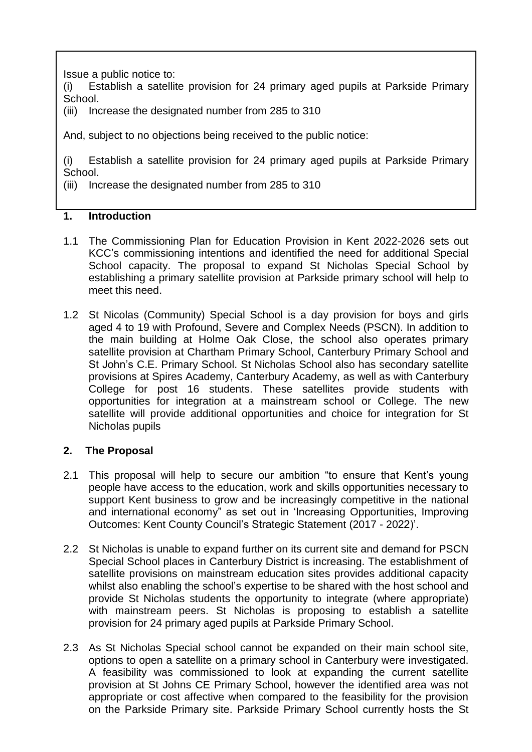Issue a public notice to:

(i) Establish a satellite provision for 24 primary aged pupils at Parkside Primary School.

(iii) Increase the designated number from 285 to 310

And, subject to no objections being received to the public notice:

(i) Establish a satellite provision for 24 primary aged pupils at Parkside Primary School.

(iii) Increase the designated number from 285 to 310

## 1. Introduction

1.1 The Commissioning Plan for Education Provision in Kent 2022-2026 sets out KCC's commissioning intentions and identified the need for additional Special School capacity. The proposal to expand St Nicholas Special School by establishing a primary satellite provision at Parkside primary school will help to meet this need.

1.2 St Nicolas (Community) Special School is a day provision for boys and girls aged 4 to 19 with Profound, Severe and Complex Needs (PSCN). In addition to the main building at Holme Oak Close, the school also operates primary satellite provision at Chartham Primary School, Canterbury Primary School and St John's C.E. Primary School. St Nicholas School also has secondary satellite provisions at Spires Academy, Canterbury Academy, as well as with Canterbury College for post 16 students. These satellites provide students with opportunities for integration at a mainstream school or College. The new satellite will provide additional opportunities and choice for integration for St Nicholas pupils

## 2. The Proposal

2.1 This proposal will help to secure our ambition "to ensure that Kent's young people have access to the education, work and skills opportunities necessary to support Kent business to grow and be increasingly competitive in the national and international economy" as set out in 'Increasing Opportunities, Improving Outcomes: Kent County Council's Strategic Statement (2017 - 2022)'.

2.2 St Nicholas is unable to expand further on its current site and demand for PSCN Special School places in Canterbury District is increasing. The establishment of satellite provisions on mainstream education sites provides additional capacity whilst also enabling the school's expertise to be shared with the host school and provide St Nicholas students the opportunity to integrate (where appropriate) with mainstream peers. St Nicholas is proposing to establish a satellite provision for 24 primary aged pupils at Parkside Primary School.

2.3 As St Nicholas Special school cannot be expanded on their main school site, options to open a satellite on a primary school in Canterbury were investigated. A feasibility was commissioned to look at expanding the current satellite provision at St Johns CE Primary School, however the identified area was not appropriate or cost affective when compared to the feasibility for the provision on the Parkside Primary site. Parkside Primary School currently hosts the St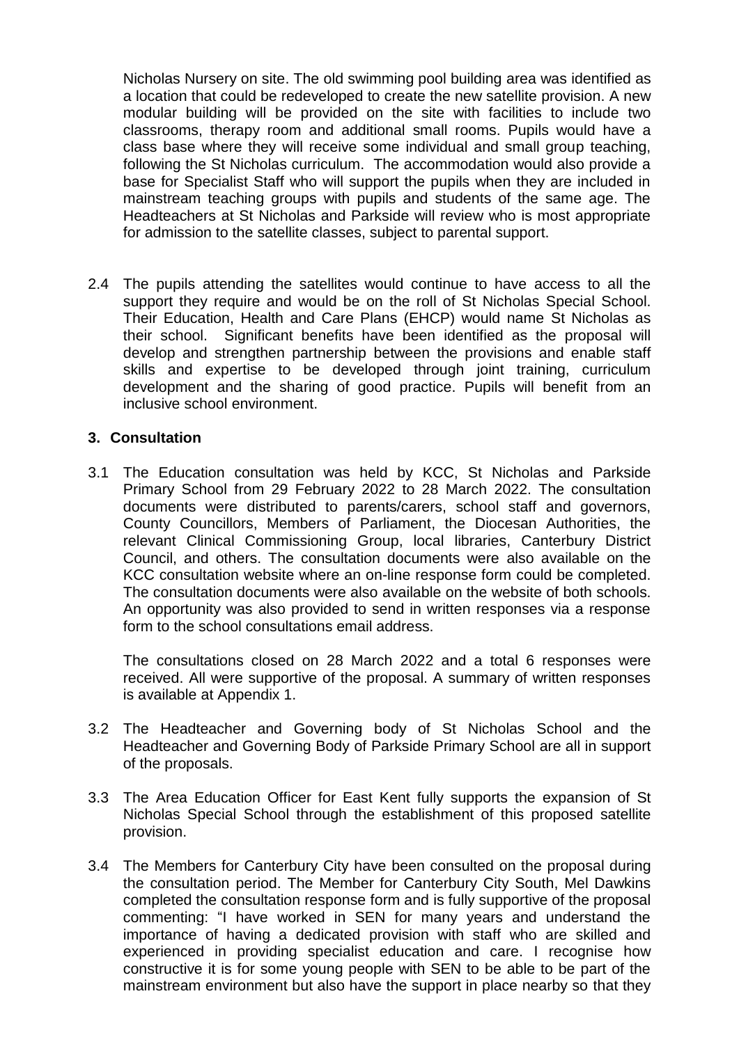Nicholas Nursery on site. The old swimming pool building area was identified as a location that could be redeveloped to create the new satellite provision. A new modular building will be provided on the site with facilities to include two classrooms, therapy room and additional small rooms. Pupils would have a class base where they will receive some individual and small group teaching, following the St Nicholas curriculum. The accommodation would also provide a base for Specialist Staff who will support the pupils when they are included in mainstream teaching groups with pupils and students of the same age. The Headteachers at St Nicholas and Parkside will review who is most appropriate for admission to the satellite classes, subject to parental support.

2.4 The pupils attending the satellites would continue to have access to all the support they require and would be on the roll of St Nicholas Special School. Their Education, Health and Care Plans (EHCP) would name St Nicholas as their school. Significant benefits have been identified as the proposal will develop and strengthen partnership between the provisions and enable staff skills and expertise to be developed through joint training, curriculum development and the sharing of good practice. Pupils will benefit from an inclusive school environment.

## 3. Consultation

3.1 The Education consultation was held by KCC, St Nicholas and Parkside Primary School from 29 February 2022 to 28 March 2022. The consultation documents were distributed to parents/carers, school staff and governors, County Councillors, Members of Parliament, the Diocesan Authorities, the relevant Clinical Commissioning Group, local libraries, Canterbury District Council, and others. The consultation documents were also available on the KCC consultation website where an on-line response form could be completed. The consultation documents were also available on the website of both schools. An opportunity was also provided to send in written responses via a response form to the school consultations email address.

The consultations closed on 28 March 2022 and a total 6 responses were received. All were supportive of the proposal. A summary of written responses is available at Appendix 1.

3.2 The Headteacher and Governing body of St Nicholas School and the Headteacher and Governing Body of Parkside Primary School are all in support of the proposals.

3.3 The Area Education Officer for East Kent fully supports the expansion of St Nicholas Special School through the establishment of this proposed satellite provision.

3.4 The Members for Canterbury City have been consulted on the proposal during the consultation period. The Member for Canterbury City South, Mel Dawkins completed the consultation response form and is fully supportive of the proposal commenting: "I have worked in SEN for many years and understand the importance of having a dedicated provision with staff who are skilled and experienced in providing specialist education and care. I recognise how constructive it is for some young people with SEN to be able to be part of the mainstream environment but also have the support in place nearby so that they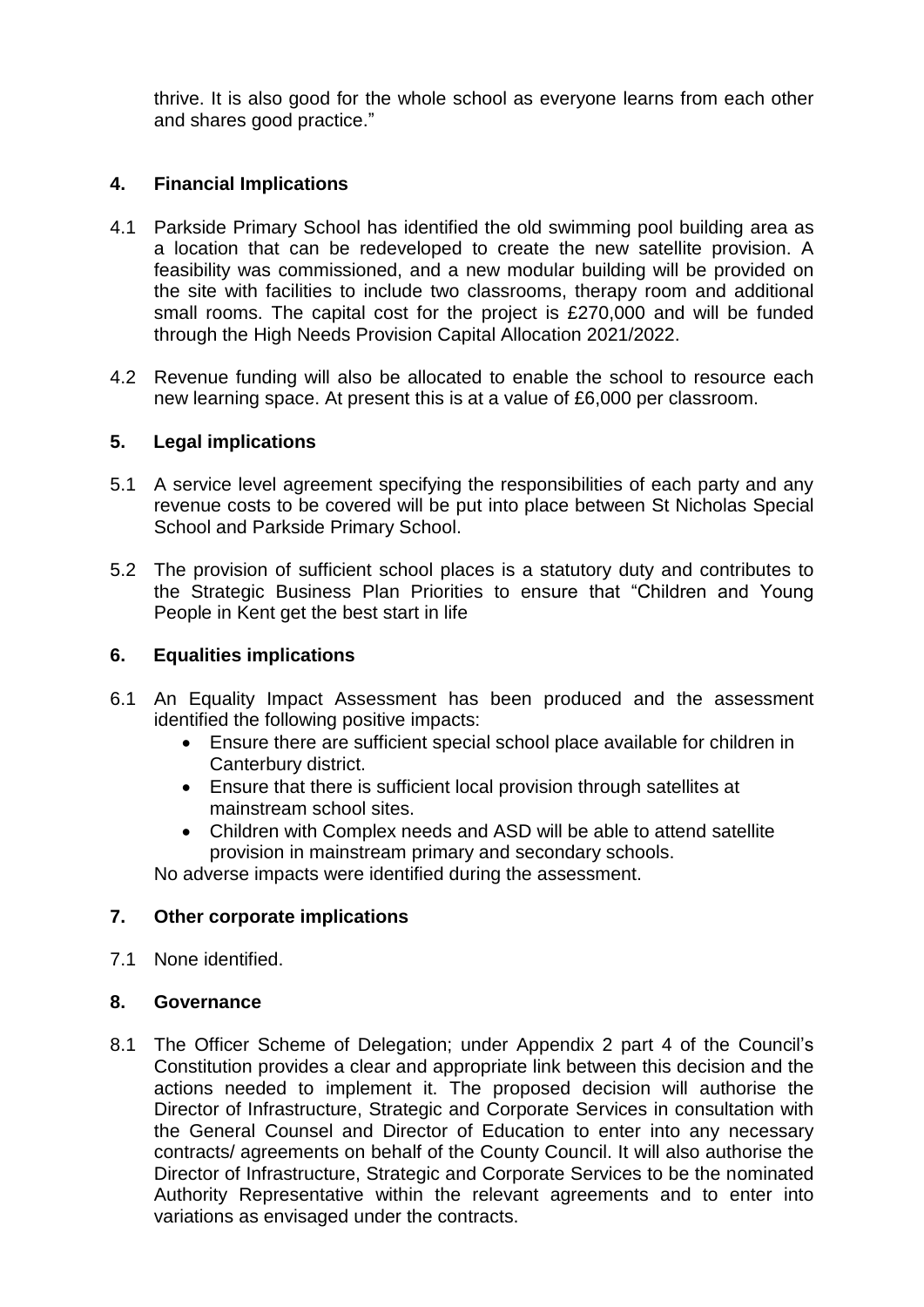thrive. It is also good for the whole school as everyone learns from each other and shares good practice."

## 4. Financial Implications

4.1 Parkside Primary School has identified the old swimming pool building area as a location that can be redeveloped to create the new satellite provision. A feasibility was commissioned, and a new modular building will be provided on the site with facilities to include two classrooms, therapy room and additional small rooms. The capital cost for the project is £270,000 and will be funded through the High Needs Provision Capital Allocation 2021/2022.

4.2 Revenue funding will also be allocated to enable the school to resource each new learning space. At present this is at a value of £6,000 per classroom.

## 5. Legal implications

5.1 A service level agreement specifying the responsibilities of each party and any revenue costs to be covered will be put into place between St Nicholas Special School and Parkside Primary School.

5.2 The provision of sufficient school places is a statutory duty and contributes to the Strategic Business Plan Priorities to ensure that "Children and Young People in Kent get the best start in life

## 6. Equalities implications

6.1 An Equality Impact Assessment has been produced and the assessment identified the following positive impacts:
- Ensure there are sufficient special school place available for children in Canterbury district.
- Ensure that there is sufficient local provision through satellites at mainstream school sites.
- Children with Complex needs and ASD will be able to attend satellite provision in mainstream primary and secondary schools.

No adverse impacts were identified during the assessment.

## 7. Other corporate implications

7.1 None identified.

## 8. Governance

8.1 The Officer Scheme of Delegation; under Appendix 2 part 4 of the Council's Constitution provides a clear and appropriate link between this decision and the actions needed to implement it. The proposed decision will authorise the Director of Infrastructure, Strategic and Corporate Services in consultation with the General Counsel and Director of Education to enter into any necessary contracts/ agreements on behalf of the County Council. It will also authorise the Director of Infrastructure, Strategic and Corporate Services to be the nominated Authority Representative within the relevant agreements and to enter into variations as envisaged under the contracts.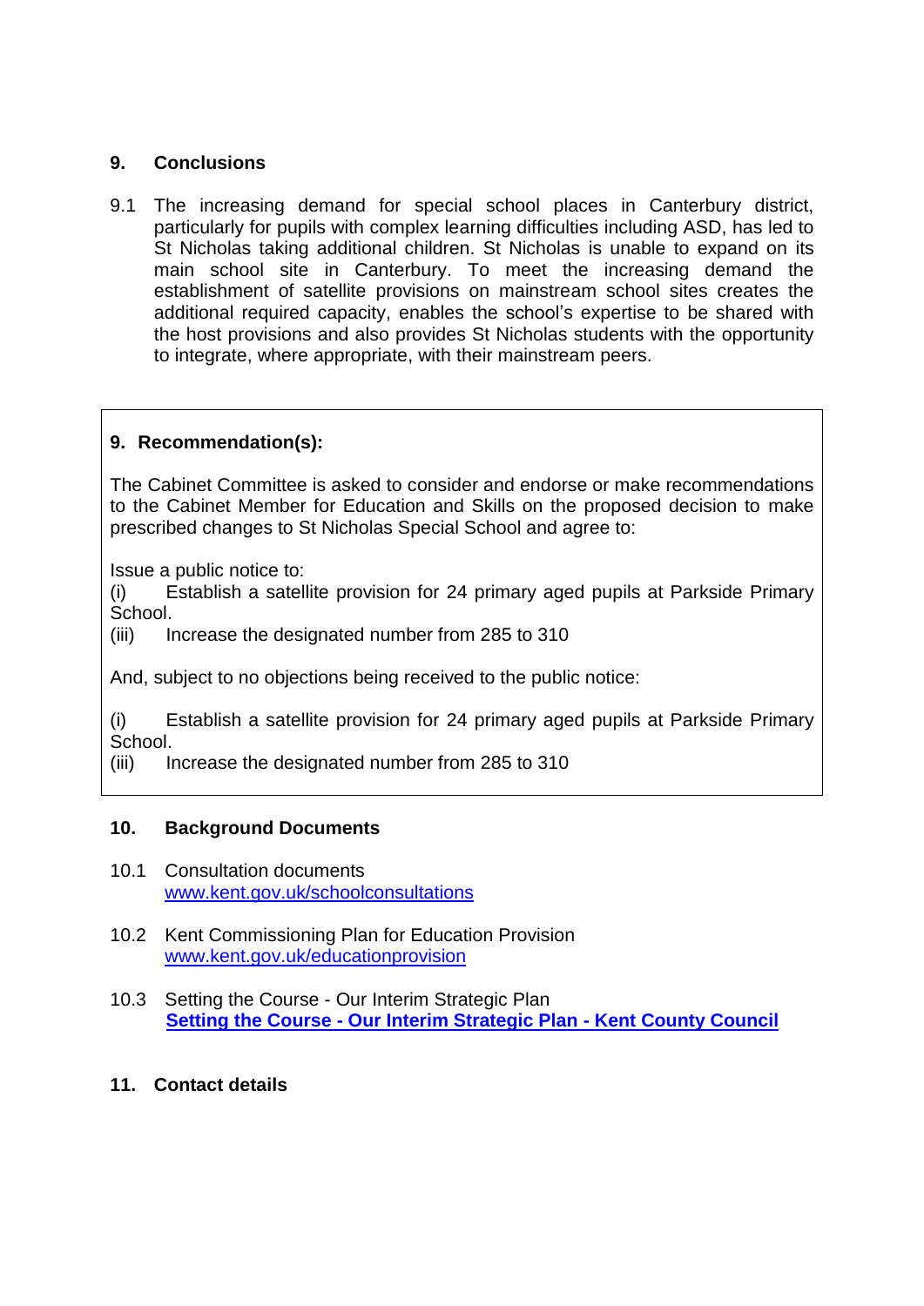## 9. Conclusions

9.1 The increasing demand for special school places in Canterbury district, particularly for pupils with complex learning difficulties including ASD, has led to St Nicholas taking additional children. St Nicholas is unable to expand on its main school site in Canterbury. To meet the increasing demand the establishment of satellite provisions on mainstream school sites creates the additional required capacity, enables the school's expertise to be shared with the host provisions and also provides St Nicholas students with the opportunity to integrate, where appropriate, with their mainstream peers.

## 9. Recommendation(s):

The Cabinet Committee is asked to consider and endorse or make recommendations to the Cabinet Member for Education and Skills on the proposed decision to make prescribed changes to St Nicholas Special School and agree to:

Issue a public notice to:

(i) Establish a satellite provision for 24 primary aged pupils at Parkside Primary School.

(iii) Increase the designated number from 285 to 310

And, subject to no objections being received to the public notice:

(i) Establish a satellite provision for 24 primary aged pupils at Parkside Primary School.

(iii) Increase the designated number from 285 to 310

## 10. Background Documents

10.1 Consultation documents
[www.kent.gov.uk/schoolconsultations](www.kent.gov.uk/schoolconsultations)

10.2 Kent Commissioning Plan for Education Provision
[www.kent.gov.uk/educationprovision](www.kent.gov.uk/educationprovision)

10.3 Setting the Course - Our Interim Strategic Plan
**Setting the Course - Our Interim Strategic Plan - Kent County Council**

## 11. Contact details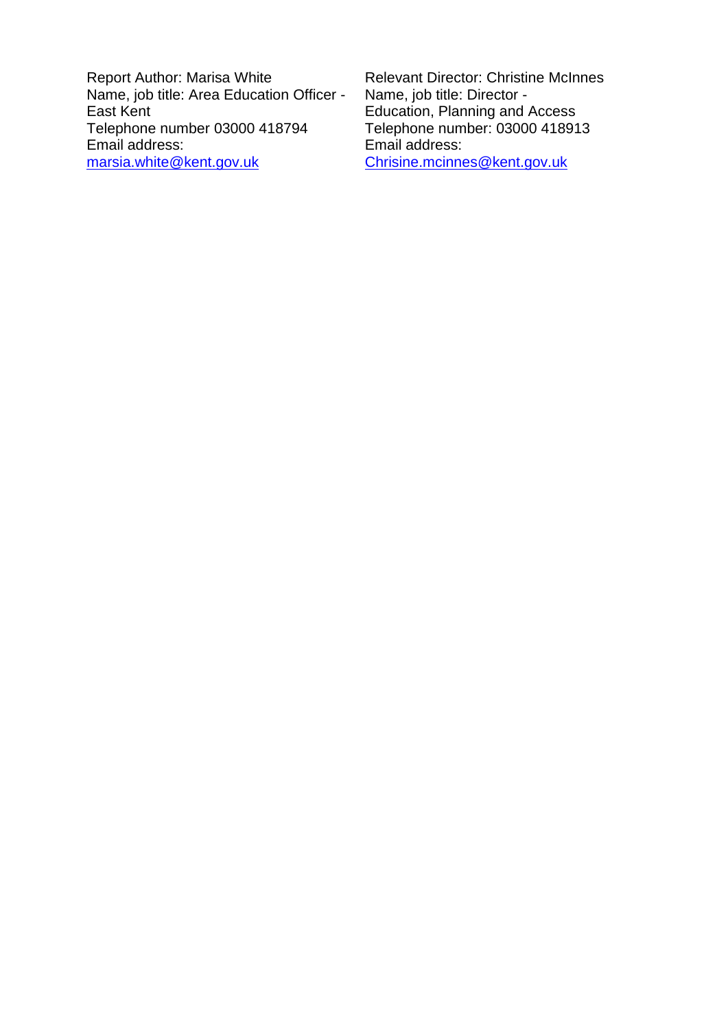Report Author: Marisa White
Name, job title: Area Education Officer - East Kent
Telephone number 03000 418794
Email address:
marsia.white@kent.gov.uk

Relevant Director: Christine McInnes
Name, job title: Director - Education, Planning and Access
Telephone number: 03000 418913
Email address:
Chrisine.mcinnes@kent.gov.uk